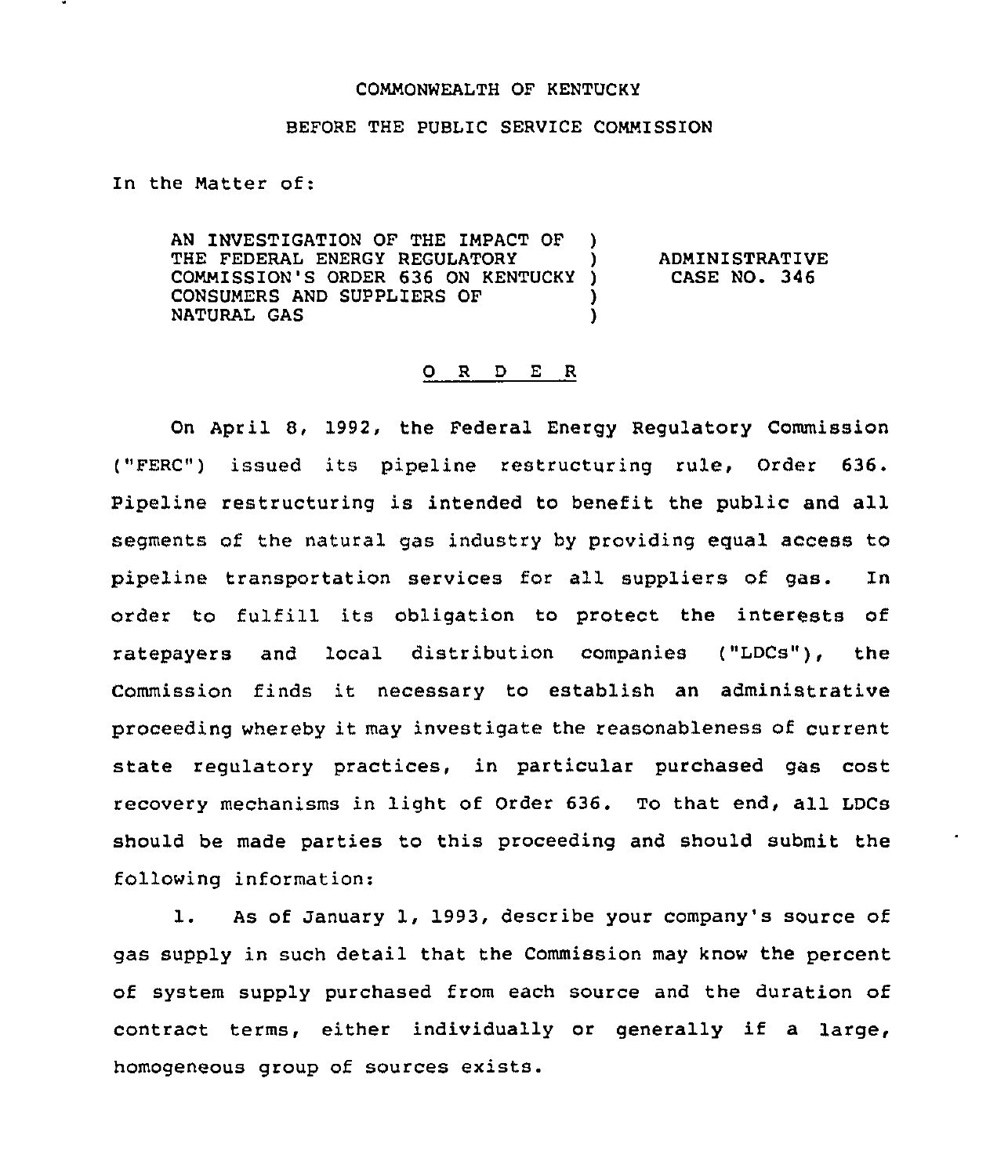COMMONWEALTH OF KENTUCKY

BEFORE THE PUBLIC SERVICE COMMISSION

In the Matter of:

| | | |
|---|---|---|
| AN INVESTIGATION OF THE IMPACT OF THE FEDERAL ENERGY REGULATORY COMMISSION'S ORDER 636 ON KENTUCKY CONSUMERS AND SUPPLIERS OF NATURAL GAS | ) | ADMINISTRATIVE CASE NO. 346 |

# O R D E R

On April 8, 1992, the Federal Energy Regulatory Commission ("FERC") issued its pipeline restructuring rule, Order 636. Pipeline restructuring is intended to benefit the public and all segments of the natural gas industry by providing equal access to pipeline transportation services for all suppliers of gas. In order to fulfill its obligation to protect the interests of ratepayers and local distribution companies ("LDCs"), the Commission finds it necessary to establish an administrative proceeding whereby it may investigate the reasonableness of current state regulatory practices, in particular purchased gas cost recovery mechanisms in light of Order 636. To that end, all LDCs should be made parties to this proceeding and should submit the following information:

1. As of January 1, 1993, describe your company's source of gas supply in such detail that the Commission may know the percent of system supply purchased from each source and the duration of contract terms, either individually or generally if a large, homogeneous group of sources exists.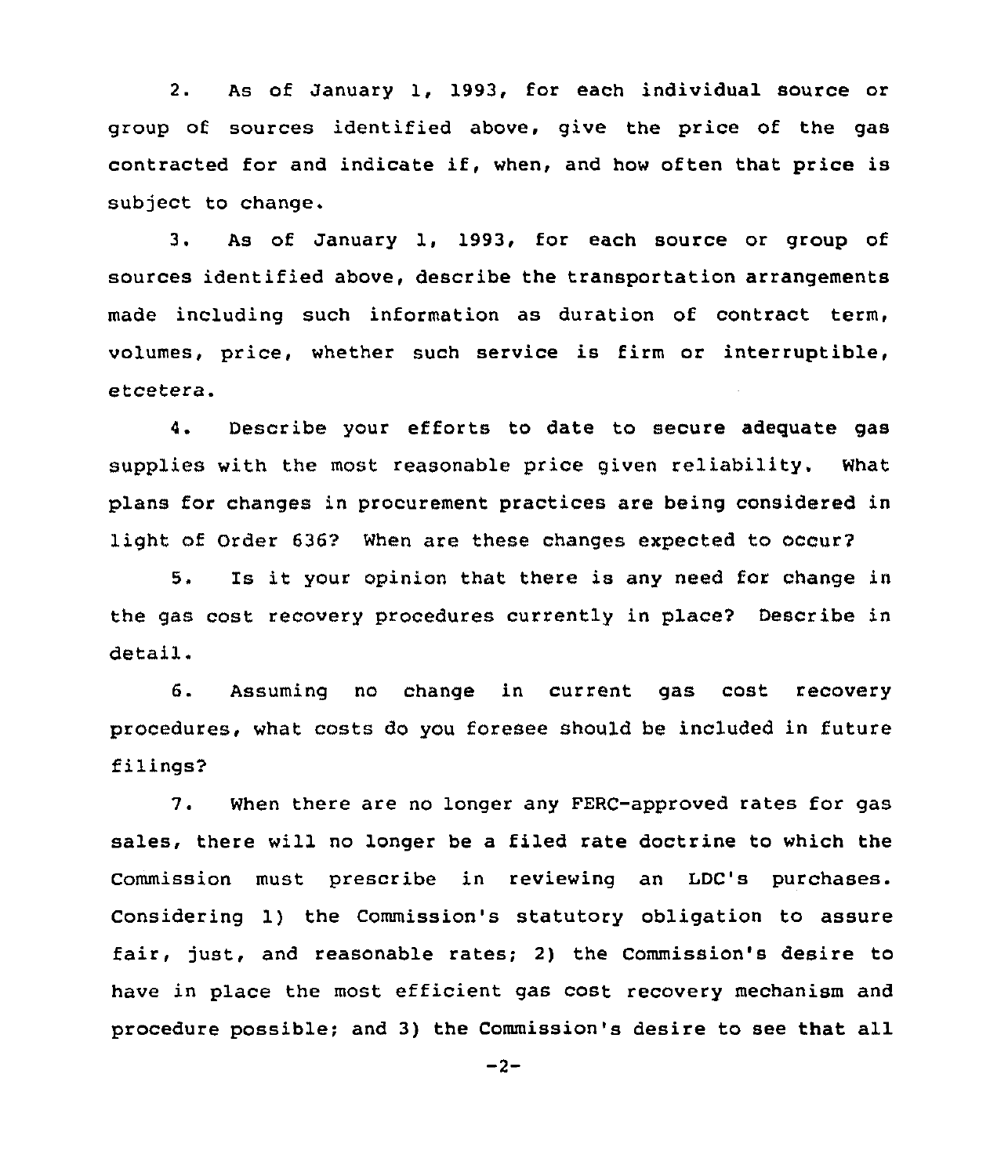2. As of January 1, 1993, for each individual source or group of sources identified above, give the price of the gas contracted for and indicate if, when, and how often that price is subject to change.

3. As of January 1, 1993, for each source or group of sources identified above, describe the transportation arrangements made including such information as duration of contract term, volumes, price, whether such service is firm or interruptible, etcetera.

4. Describe your efforts to date to secure adequate gas supplies with the most reasonable price given reliability. What plans for changes in procurement practices are being considered in light of Order 636? When are these changes expected to occur?

5. Is it your opinion that there is any need for change in the gas cost recovery procedures currently in place? Describe in detail.

6. Assuming no change in current gas cost recovery procedures, what costs do you foresee should be included in future filings?

7. When there are no longer any FERC-approved rates for gas sales, there will no longer be a filed rate doctrine to which the Commission must prescribe in reviewing an LDC's purchases. Considering 1) the Commission's statutory obligation to assure fair, just, and reasonable rates; 2) the Commission's desire to have in place the most efficient gas cost recovery mechanism and procedure possible; and 3) the Commission's desire to see that all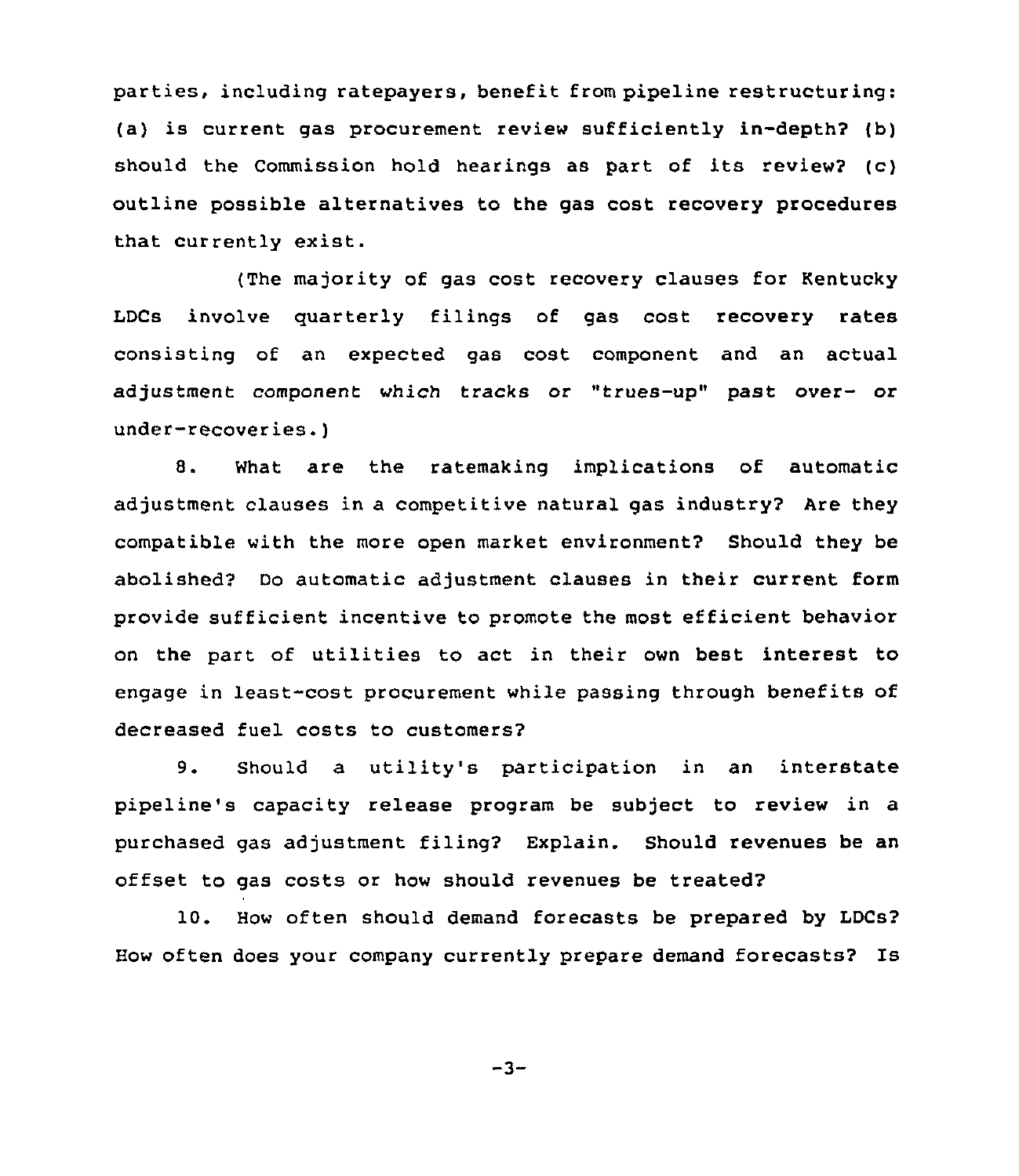parties, including ratepayers, benefit from pipeline restructuring: (a) is current gas procurement review sufficiently in-depth? (b) should the Commission hold hearings as part of its review? (c) outline possible alternatives to the gas cost recovery procedures that currently exist.

(The majority of gas cost recovery clauses for Kentucky LDCs involve quarterly filings of gas cost recovery rates consisting of an expected gas cost component and an actual adjustment component which tracks or "trues-up" past over- or under-recoveries.)

8. What are the ratemaking implications of automatic adjustment clauses in a competitive natural gas industry? Are they compatible with the more open market environment? Should they be abolished? Do automatic adjustment clauses in their current form provide sufficient incentive to promote the most efficient behavior on the part of utilities to act in their own best interest to engage in least-cost procurement while passing through benefits of decreased fuel costs to customers?

9. Should a utility's participation in an interstate pipeline's capacity release program be subject to review in a purchased gas adjustment filing? Explain. Should revenues be an offset to gas costs or how should revenues be treated?

10. How often should demand forecasts be prepared by LDCs? How often does your company currently prepare demand forecasts? Is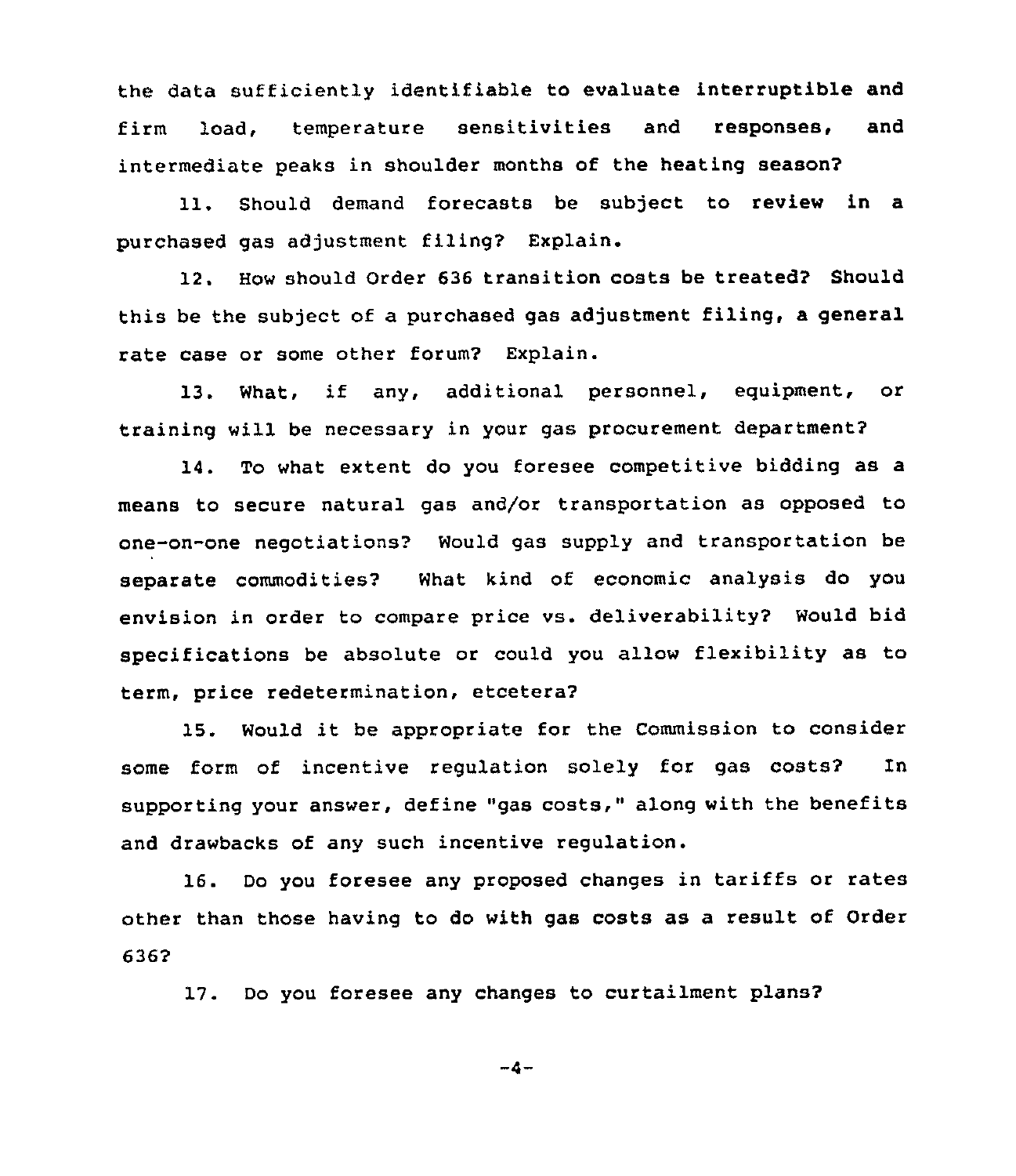the data sufficiently identifiable to evaluate interruptible and firm load, temperature sensitivities and responses, and intermediate peaks in shoulder months of the heating season?

11. Should demand forecasts be subject to review in a purchased gas adjustment filing? Explain.

12. How should Order 636 transition costs be treated? Should this be the subject of a purchased gas adjustment filing, a general rate case or some other forum? Explain.

13. What, if any, additional personnel, equipment, or training will be necessary in your gas procurement department?

14. To what extent do you foresee competitive bidding as a means to secure natural gas and/or transportation as opposed to one-on-one negotiations? Would gas supply and transportation be separate commodities? What kind of economic analysis do you envision in order to compare price vs. deliverability? Would bid specifications be absolute or could you allow flexibility as to term, price redetermination, etcetera?

15. Would it be appropriate for the Commission to consider some form of incentive regulation solely for gas costs? In supporting your answer, define "gas costs," along with the benefits and drawbacks of any such incentive regulation.

16. Do you foresee any proposed changes in tariffs or rates other than those having to do with gas costs as a result of Order 636?

17. Do you foresee any changes to curtailment plans?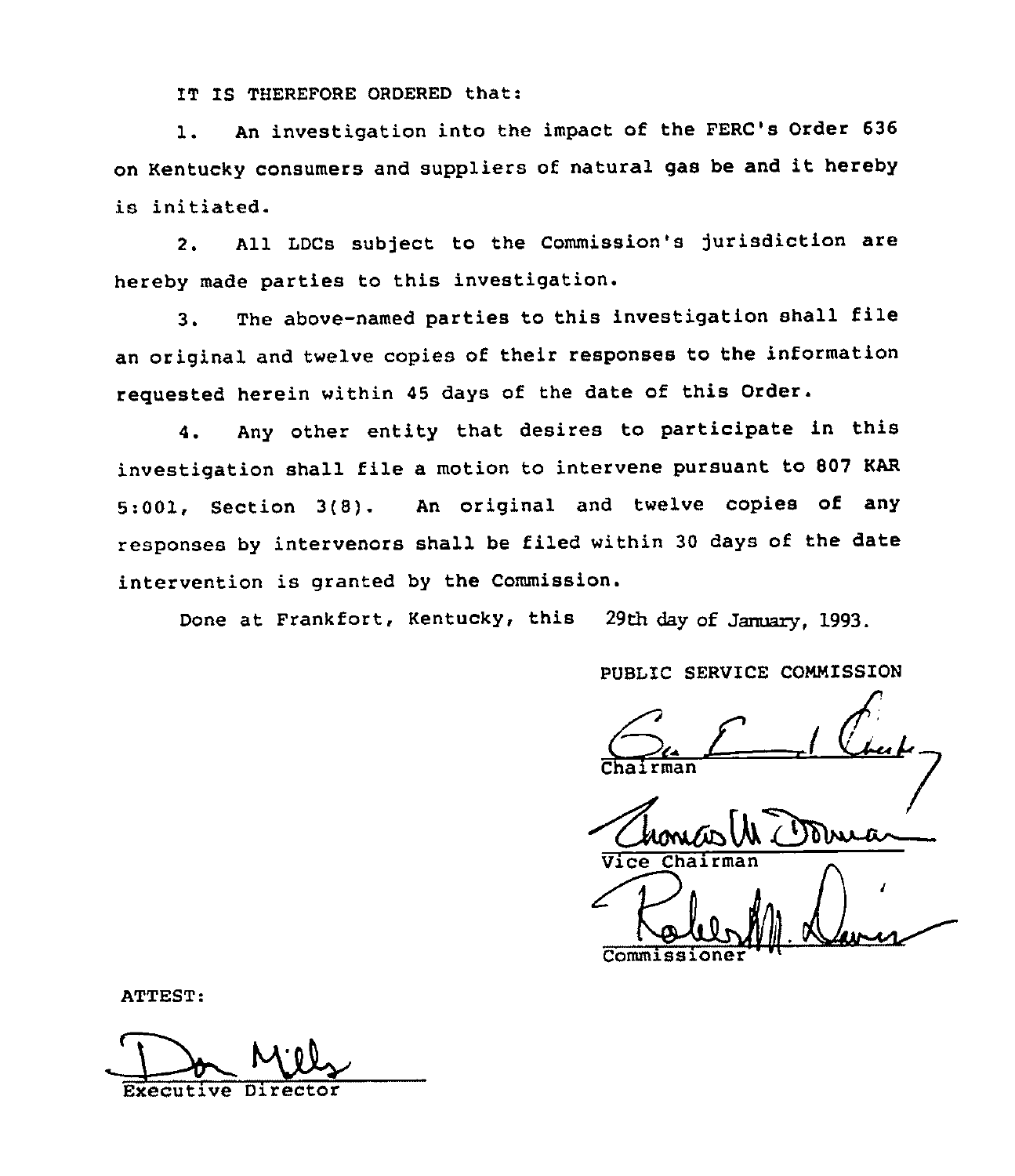IT IS THEREFORE ORDERED that:

1. An investigation into the impact of the FERC's Order 636 on Kentucky consumers and suppliers of natural gas be and it hereby is initiated.

2. All LDCs subject to the Commission's jurisdiction are hereby made parties to this investigation.

3. The above-named parties to this investigation shall file an original and twelve copies of their responses to the information requested herein within 45 days of the date of this Order.

4. Any other entity that desires to participate in this investigation shall file a motion to intervene pursuant to 807 KAR 5:001, Section 3(8). An original and twelve copies of any responses by intervenors shall be filed within 30 days of the date intervention is granted by the Commission.

Done at Frankfort, Kentucky, this 29th day of January, 1993.

PUBLIC SERVICE COMMISSION

Chairman

Vice Chairman

Commissioner

ATTEST:

Executive Director